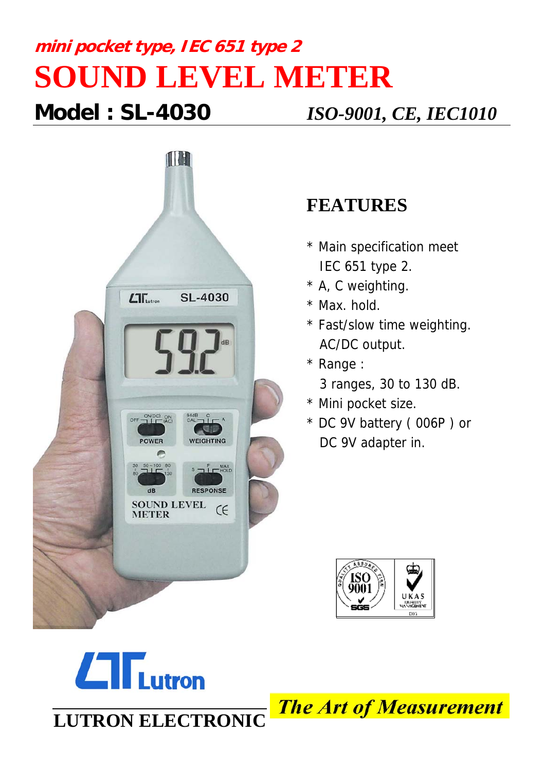*mini pocket type, IEC 651 type 2*

# SOUND LEVEL METER

## Model : SL-4030

*ISO-9001, CE, IEC1010*

## FEATURES

* Main specification meet IEC 651 type 2.
* A, C weighting.
* Max. hold.
* Fast/slow time weighting. AC/DC output.
* Range : 3 ranges, 30 to 130 dB.
* Mini pocket size.
* DC 9V battery ( 006P ) or DC 9V adapter in.

Lutron

LUTRON ELECTRONIC

*The Art of Measurement*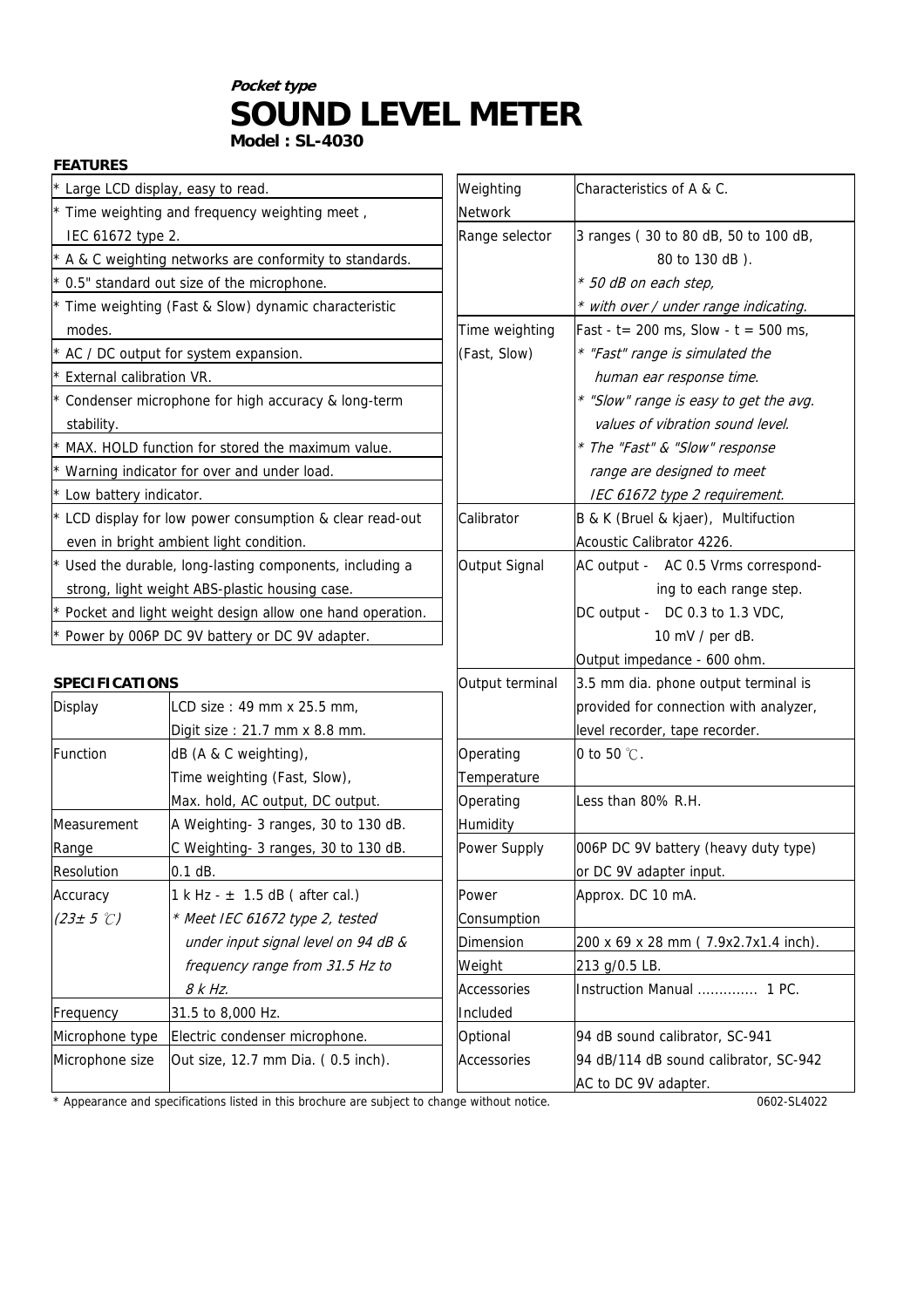*Pocket type*

# SOUND LEVEL METER

**Model : SL-4030**

## FEATURES

| |
|---|
| * Large LCD display, easy to read. |
| * Time weighting and frequency weighting meet , IEC 61672 type 2. |
| * A & C weighting networks are conformity to standards. |
| * 0.5" standard out size of the microphone. |
| * Time weighting (Fast & Slow) dynamic characteristic modes. |
| * AC / DC output for system expansion. |
| * External calibration VR. |
| * Condenser microphone for high accuracy & long-term stability. |
| * MAX. HOLD function for stored the maximum value. |
| * Warning indicator for over and under load. |
| * Low battery indicator. |
| * LCD display for low power consumption & clear read-out even in bright ambient light condition. |
| * Used the durable, long-lasting components, including a strong, light weight ABS-plastic housing case. |
| * Pocket and light weight design allow one hand operation. |
| * Power by 006P DC 9V battery or DC 9V adapter. |

## SPECIFICATIONS

| | |
|---|---|
| Display | LCD size : 49 mm x 25.5 mm,<br>Digit size : 21.7 mm x 8.8 mm. |
| Function | dB (A & C weighting),<br>Time weighting (Fast, Slow),<br>Max. hold, AC output, DC output. |
| Measurement Range | A Weighting- 3 ranges, 30 to 130 dB.<br>C Weighting- 3 ranges, 30 to 130 dB. |
| Resolution | 0.1 dB. |
| Accuracy<br>*(23± 5 ℃)* | 1 k Hz - ± 1.5 dB ( after cal.)<br>*\* Meet IEC 61672 type 2, tested under input signal level on 94 dB & frequency range from 31.5 Hz to 8 k Hz.* |
| Frequency | 31.5 to 8,000 Hz. |
| Microphone type | Electric condenser microphone. |
| Microphone size | Out size, 12.7 mm Dia. ( 0.5 inch). |
| Weighting Network | Characteristics of A & C. |
| Range selector | 3 ranges ( 30 to 80 dB, 50 to 100 dB, 80 to 130 dB ).<br>*\* 50 dB on each step,*<br>*\* with over / under range indicating.* |
| Time weighting (Fast, Slow) | Fast - t= 200 ms, Slow - t = 500 ms,<br>*\* "Fast" range is simulated the human ear response time.*<br>*\* "Slow" range is easy to get the avg. values of vibration sound level.*<br>*\* The "Fast" & "Slow" response range are designed to meet IEC 61672 type 2 requirement.* |
| Calibrator | B & K (Bruel & kjaer), Multifuction Acoustic Calibrator 4226. |
| Output Signal | AC output - AC 0.5 Vrms corresponding to each range step.<br>DC output - DC 0.3 to 1.3 VDC, 10 mV / per dB.<br>Output impedance - 600 ohm. |
| Output terminal | 3.5 mm dia. phone output terminal is provided for connection with analyzer, level recorder, tape recorder. |
| Operating Temperature | 0 to 50 ℃. |
| Operating Humidity | Less than 80% R.H. |
| Power Supply | 006P DC 9V battery (heavy duty type) or DC 9V adapter input. |
| Power Consumption | Approx. DC 10 mA. |
| Dimension | 200 x 69 x 28 mm ( 7.9x2.7x1.4 inch). |
| Weight | 213 g/0.5 LB. |
| Accessories Included | Instruction Manual ............. 1 PC. |
| Optional Accessories | 94 dB sound calibrator, SC-941<br>94 dB/114 dB sound calibrator, SC-942<br>AC to DC 9V adapter. |

* Appearance and specifications listed in this brochure are subject to change without notice.

0602-SL4022